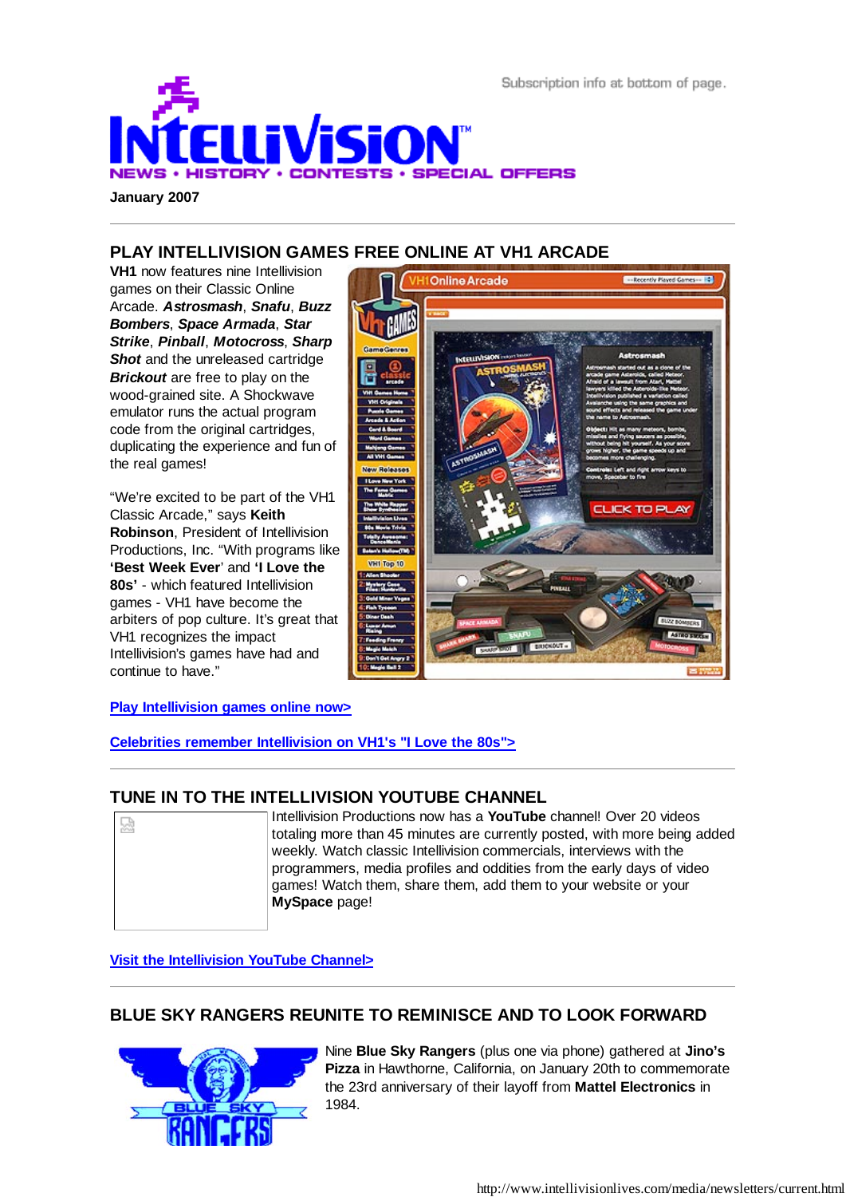Subscription info at bottom of page.

# INTELLIVISION

NEWS • HISTORY • CONTESTS • SPECIAL OFFERS

**January 2007**

---

## PLAY INTELLIVISION GAMES FREE ONLINE AT VH1 ARCADE

**VH1** now features nine Intellivision games on their Classic Online Arcade. ***Astrosmash***, ***Snafu***, ***Buzz Bombers***, ***Space Armada***, ***Star Strike***, ***Pinball***, ***Motocross***, ***Sharp Shot*** and the unreleased cartridge ***Brickout*** are free to play on the wood-grained site. A Shockwave emulator runs the actual program code from the original cartridges, duplicating the experience and fun of the real games!

"We're excited to be part of the VH1 Classic Arcade," says **Keith Robinson**, President of Intellivision Productions, Inc. "With programs like **'Best Week Ever**' and **'I Love the 80s'** - which featured Intellivision games - VH1 have become the arbiters of pop culture. It's great that VH1 recognizes the impact Intellivision's games have had and continue to have."

**Play Intellivision games online now>**

**Celebrities remember Intellivision on VH1's "I Love the 80s">**

---

## TUNE IN TO THE INTELLIVISION YOUTUBE CHANNEL

Intellivision Productions now has a **YouTube** channel! Over 20 videos totaling more than 45 minutes are currently posted, with more being added weekly. Watch classic Intellivision commercials, interviews with the programmers, media profiles and oddities from the early days of video games! Watch them, share them, add them to your website or your **MySpace** page!

**Visit the Intellivision YouTube Channel>**

---

## BLUE SKY RANGERS REUNITE TO REMINISCE AND TO LOOK FORWARD

Nine **Blue Sky Rangers** (plus one via phone) gathered at **Jino's Pizza** in Hawthorne, California, on January 20th to commemorate the 23rd anniversary of their layoff from **Mattel Electronics** in 1984.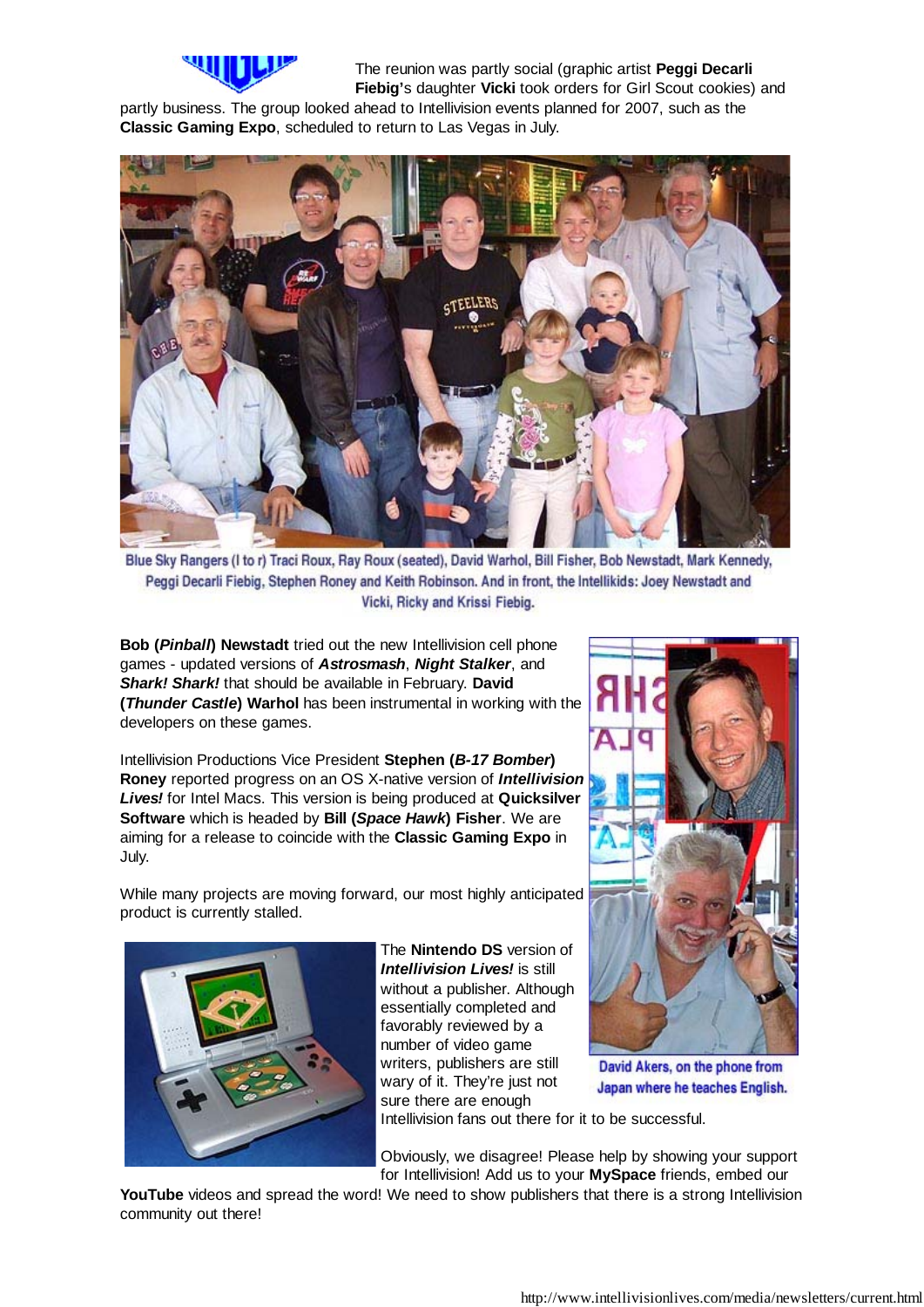The reunion was partly social (graphic artist **Peggi Decarli Fiebig**'s daughter **Vicki** took orders for Girl Scout cookies) and partly business. The group looked ahead to Intellivision events planned for 2007, such as the **Classic Gaming Expo**, scheduled to return to Las Vegas in July.

Blue Sky Rangers (l to r) Traci Roux, Ray Roux (seated), David Warhol, Bill Fisher, Bob Newstadt, Mark Kennedy, Peggi Decarli Fiebig, Stephen Roney and Keith Robinson. And in front, the Intellikids: Joey Newstadt and Vicki, Ricky and Krissi Fiebig.

**Bob (*Pinball*) Newstadt** tried out the new Intellivision cell phone games - updated versions of ***Astrosmash***, ***Night Stalker***, and ***Shark! Shark!*** that should be available in February. **David (*Thunder Castle*) Warhol** has been instrumental in working with the developers on these games.

Intellivision Productions Vice President **Stephen (*B-17 Bomber*) Roney** reported progress on an OS X-native version of ***Intellivision Lives!*** for Intel Macs. This version is being produced at **Quicksilver Software** which is headed by **Bill (*Space Hawk*) Fisher**. We are aiming for a release to coincide with the **Classic Gaming Expo** in July.

While many projects are moving forward, our most highly anticipated product is currently stalled.

David Akers, on the phone from Japan where he teaches English.

The **Nintendo DS** version of ***Intellivision Lives!*** is still without a publisher. Although essentially completed and favorably reviewed by a number of video game writers, publishers are still wary of it. They're just not sure there are enough Intellivision fans out there for it to be successful.

Obviously, we disagree! Please help by showing your support for Intellivision! Add us to your **MySpace** friends, embed our **YouTube** videos and spread the word! We need to show publishers that there is a strong Intellivision community out there!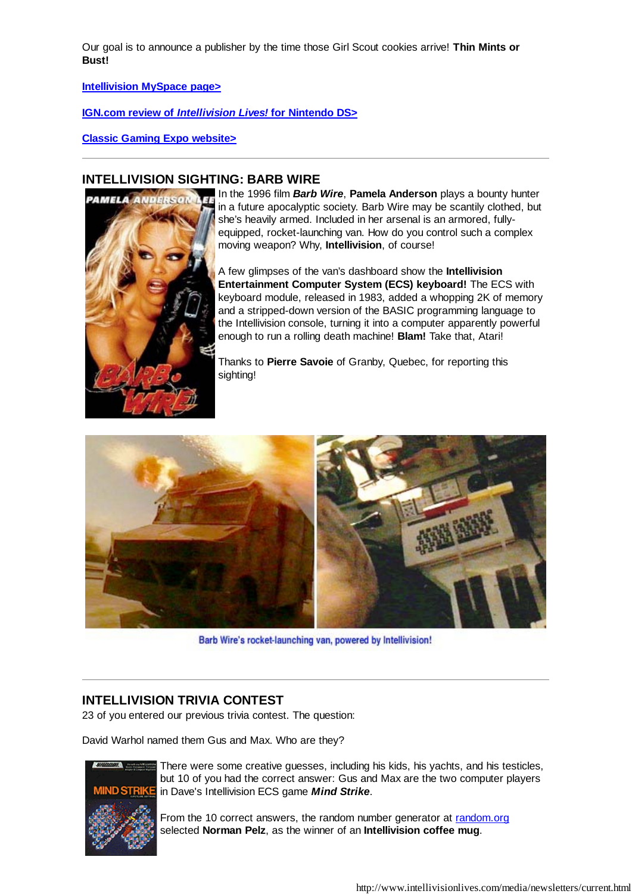Our goal is to announce a publisher by the time those Girl Scout cookies arrive! **Thin Mints or Bust!**

**Intellivision MySpace page>**

**IGN.com review of *Intellivision Lives!* for Nintendo DS>**

**Classic Gaming Expo website>**

---

## INTELLIVISION SIGHTING: BARB WIRE

In the 1996 film ***Barb Wire***, **Pamela Anderson** plays a bounty hunter in a future apocalyptic society. Barb Wire may be scantily clothed, but she's heavily armed. Included in her arsenal is an armored, fully-equipped, rocket-launching van. How do you control such a complex moving weapon? Why, **Intellivision**, of course!

A few glimpses of the van's dashboard show the **Intellivision Entertainment Computer System (ECS) keyboard!** The ECS with keyboard module, released in 1983, added a whopping 2K of memory and a stripped-down version of the BASIC programming language to the Intellivision console, turning it into a computer apparently powerful enough to run a rolling death machine! **Blam!** Take that, Atari!

Thanks to **Pierre Savoie** of Granby, Quebec, for reporting this sighting!

Barb Wire's rocket-launching van, powered by Intellivision!

---

## INTELLIVISION TRIVIA CONTEST

23 of you entered our previous trivia contest. The question:

David Warhol named them Gus and Max. Who are they?

There were some creative guesses, including his kids, his yachts, and his testicles, but 10 of you had the correct answer: Gus and Max are the two computer players in Dave's Intellivision ECS game ***Mind Strike***.

From the 10 correct answers, the random number generator at random.org selected **Norman Pelz**, as the winner of an **Intellivision coffee mug**.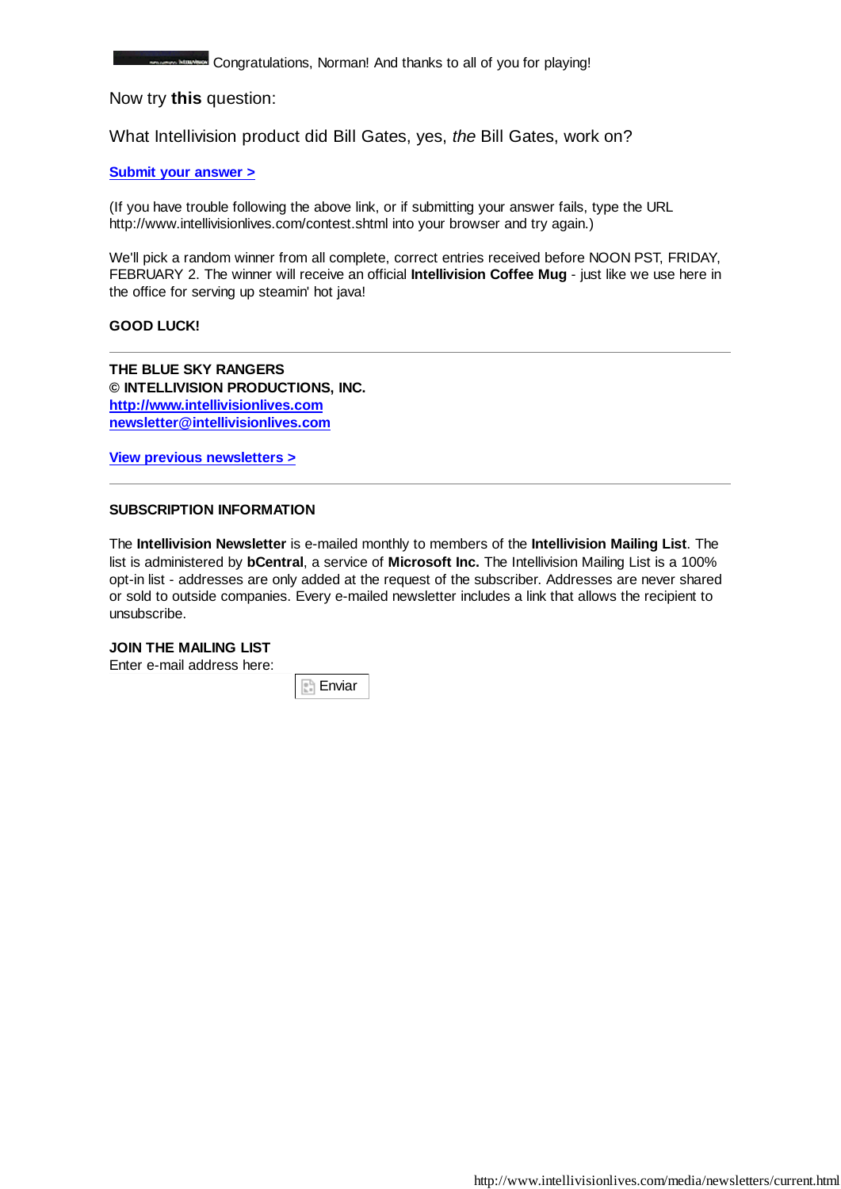Congratulations, Norman! And thanks to all of you for playing!

Now try **this** question:

What Intellivision product did Bill Gates, yes, *the* Bill Gates, work on?

**Submit your answer >**

(If you have trouble following the above link, or if submitting your answer fails, type the URL http://www.intellivisionlives.com/contest.shtml into your browser and try again.)

We'll pick a random winner from all complete, correct entries received before NOON PST, FRIDAY, FEBRUARY 2. The winner will receive an official **Intellivision Coffee Mug** - just like we use here in the office for serving up steamin' hot java!

**GOOD LUCK!**

---

**THE BLUE SKY RANGERS**
**© INTELLIVISION PRODUCTIONS, INC.**
**http://www.intellivisionlives.com**
**newsletter@intellivisionlives.com**

**View previous newsletters >**

---

**SUBSCRIPTION INFORMATION**

The **Intellivision Newsletter** is e-mailed monthly to members of the **Intellivision Mailing List**. The list is administered by **bCentral**, a service of **Microsoft Inc.** The Intellivision Mailing List is a 100% opt-in list - addresses are only added at the request of the subscriber. Addresses are never shared or sold to outside companies. Every e-mailed newsletter includes a link that allows the recipient to unsubscribe.

**JOIN THE MAILING LIST**
Enter e-mail address here:

Enviar